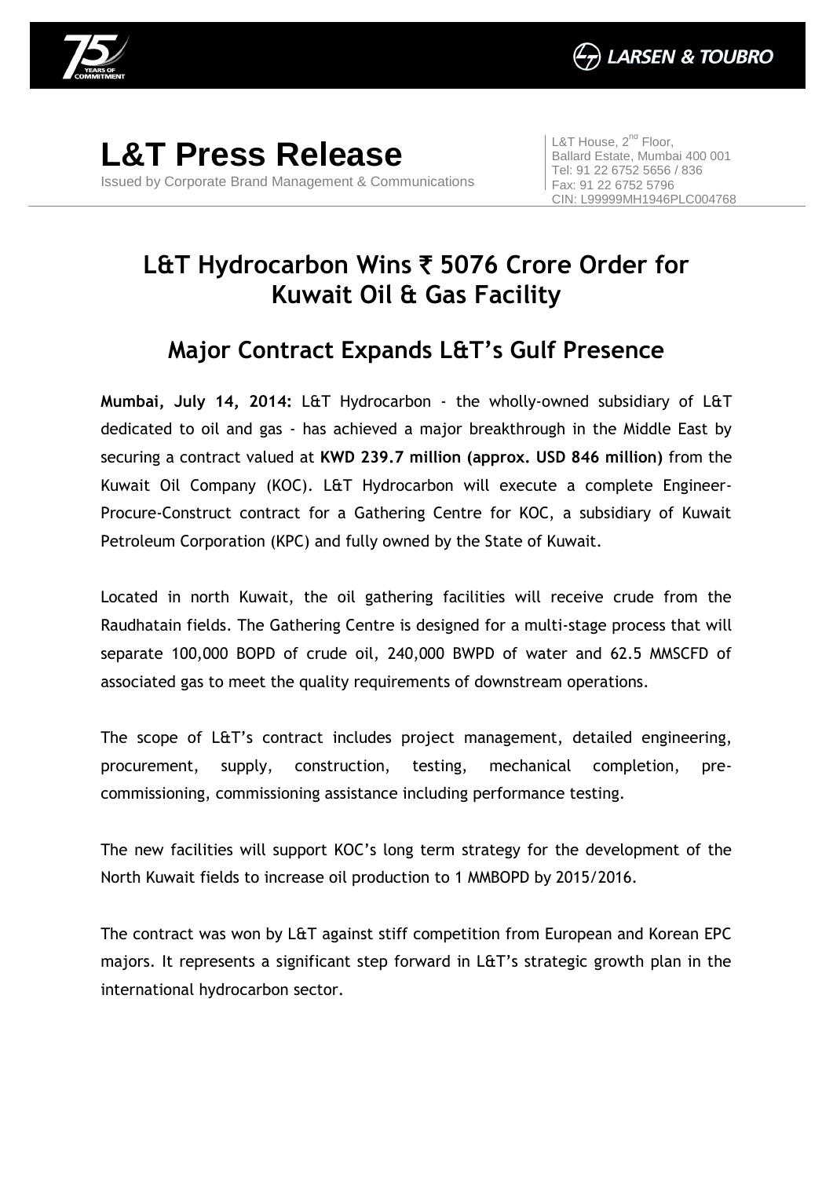# L&T Press Release

Issued by Corporate Brand Management & Communications

L&T House, 2nd Floor,
Ballard Estate, Mumbai 400 001
Tel: 91 22 6752 5656 / 836
Fax: 91 22 6752 5796
CIN: L99999MH1946PLC004768

## L&T Hydrocarbon Wins ₹ 5076 Crore Order for Kuwait Oil & Gas Facility

## Major Contract Expands L&T's Gulf Presence

**Mumbai, July 14, 2014:** L&T Hydrocarbon - the wholly-owned subsidiary of L&T dedicated to oil and gas - has achieved a major breakthrough in the Middle East by securing a contract valued at **KWD 239.7 million (approx. USD 846 million)** from the Kuwait Oil Company (KOC). L&T Hydrocarbon will execute a complete Engineer-Procure-Construct contract for a Gathering Centre for KOC, a subsidiary of Kuwait Petroleum Corporation (KPC) and fully owned by the State of Kuwait.

Located in north Kuwait, the oil gathering facilities will receive crude from the Raudhatain fields. The Gathering Centre is designed for a multi-stage process that will separate 100,000 BOPD of crude oil, 240,000 BWPD of water and 62.5 MMSCFD of associated gas to meet the quality requirements of downstream operations.

The scope of L&T's contract includes project management, detailed engineering, procurement, supply, construction, testing, mechanical completion, pre-commissioning, commissioning assistance including performance testing.

The new facilities will support KOC's long term strategy for the development of the North Kuwait fields to increase oil production to 1 MMBOPD by 2015/2016.

The contract was won by L&T against stiff competition from European and Korean EPC majors. It represents a significant step forward in L&T's strategic growth plan in the international hydrocarbon sector.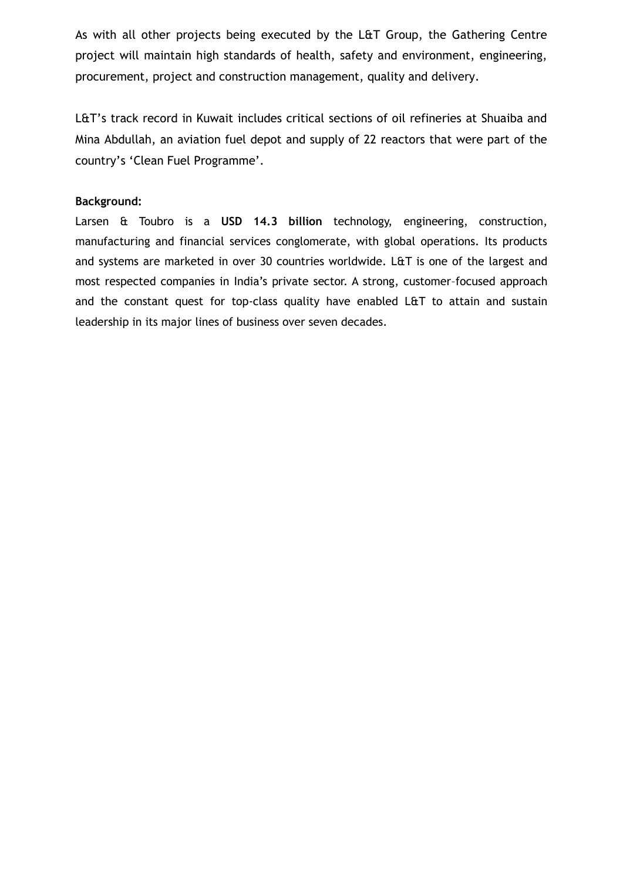As with all other projects being executed by the L&T Group, the Gathering Centre project will maintain high standards of health, safety and environment, engineering, procurement, project and construction management, quality and delivery.

L&T's track record in Kuwait includes critical sections of oil refineries at Shuaiba and Mina Abdullah, an aviation fuel depot and supply of 22 reactors that were part of the country's 'Clean Fuel Programme'.

**Background:**

Larsen & Toubro is a **USD 14.3 billion** technology, engineering, construction, manufacturing and financial services conglomerate, with global operations. Its products and systems are marketed in over 30 countries worldwide. L&T is one of the largest and most respected companies in India's private sector. A strong, customer–focused approach and the constant quest for top-class quality have enabled L&T to attain and sustain leadership in its major lines of business over seven decades.